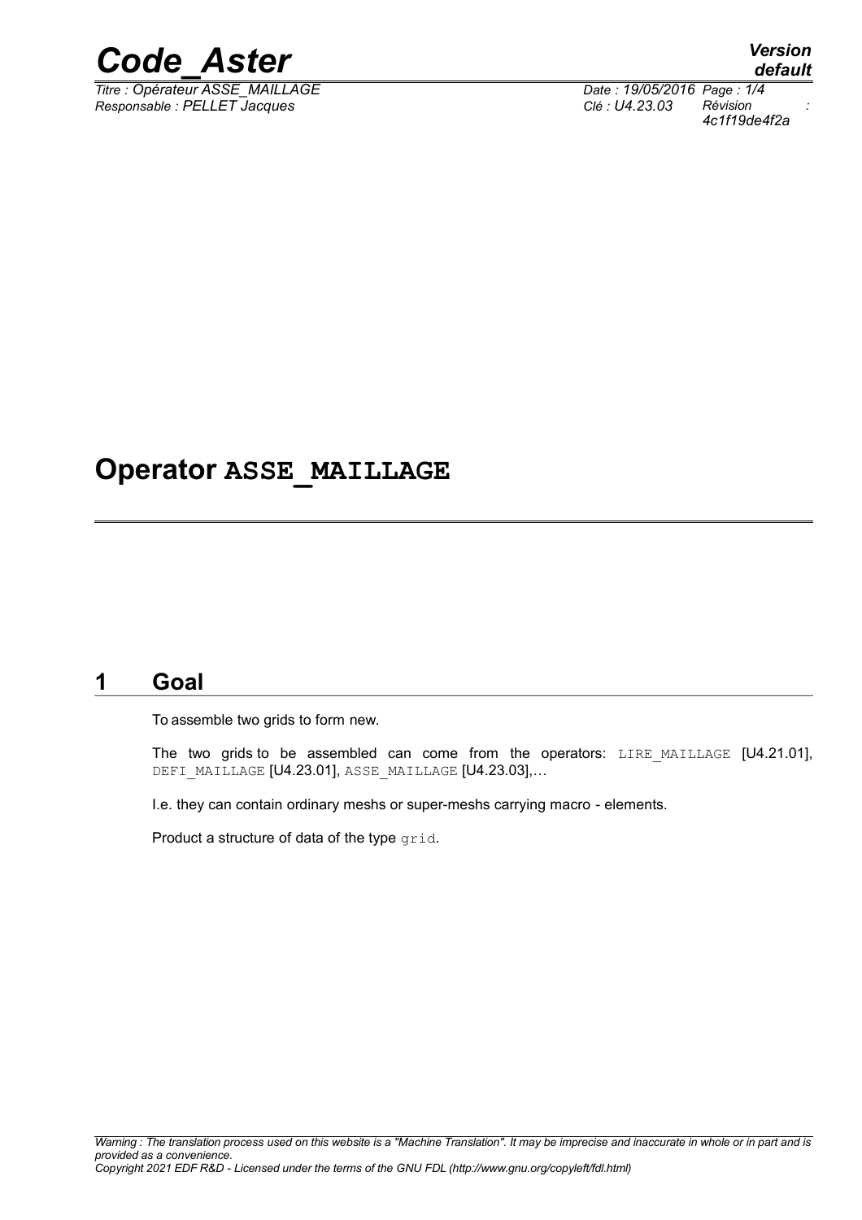# Operator ASSE_MAILLAGE

## 1 Goal

To assemble two grids to form new.

The two grids to be assembled can come from the operators: LIRE_MAILLAGE [U4.21.01], DEFI_MAILLAGE [U4.23.01], ASSE_MAILLAGE [U4.23.03],…

I.e. they can contain ordinary meshs or super-meshs carrying macro - elements.

Product a structure of data of the type grid.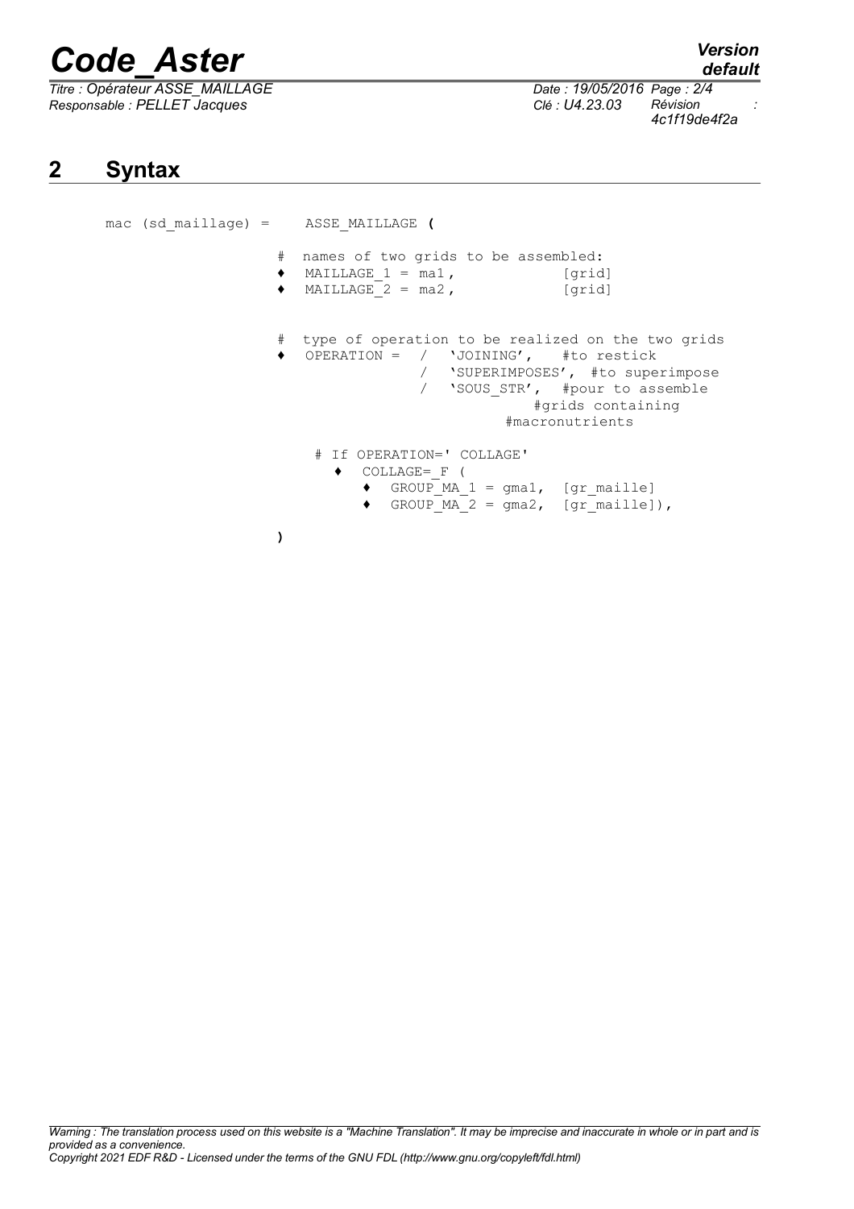## 2 Syntax

```
mac (sd_maillage) =    ASSE_MAILLAGE (

                   #  names of two grids to be assembled:
                   ♦  MAILLAGE_1 = ma1,            [grid]
                   ♦  MAILLAGE_2 = ma2,            [grid]


                   #  type of operation to be realized on the two grids
                   ♦  OPERATION =  /  'JOINING',   #to restick
                                   /  'SUPERIMPOSES', #to superimpose
                                   /  'SOUS_STR',  #pour to assemble
                                                #grids containing
                                              #macronutrients

                     # If OPERATION=' COLLAGE'
                       ♦  COLLAGE=_F (
                          ♦  GROUP_MA_1 = gma1,  [gr_maille]
                          ♦  GROUP_MA_2 = gma2,  [gr_maille]),

                   )
```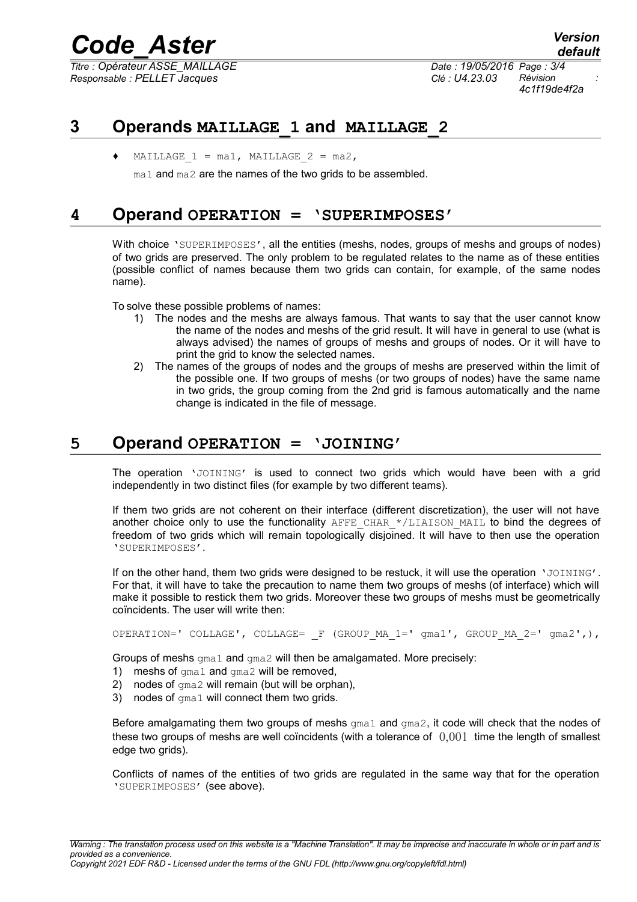# 3 Operands MAILLAGE_1 and MAILLAGE_2

♦ MAILLAGE_1 = ma1, MAILLAGE_2 = ma2,

ma1 and ma2 are the names of the two grids to be assembled.

# 4 Operand OPERATION = 'SUPERIMPOSES'

With choice 'SUPERIMPOSES', all the entities (meshs, nodes, groups of meshs and groups of nodes) of two grids are preserved. The only problem to be regulated relates to the name as of these entities (possible conflict of names because them two grids can contain, for example, of the same nodes name).

To solve these possible problems of names:

1) The nodes and the meshs are always famous. That wants to say that the user cannot know the name of the nodes and meshs of the grid result. It will have in general to use (what is always advised) the names of groups of meshs and groups of nodes. Or it will have to print the grid to know the selected names.
2) The names of the groups of nodes and the groups of meshs are preserved within the limit of the possible one. If two groups of meshs (or two groups of nodes) have the same name in two grids, the group coming from the 2nd grid is famous automatically and the name change is indicated in the file of message.

# 5 Operand OPERATION = 'JOINING'

The operation 'JOINING' is used to connect two grids which would have been with a grid independently in two distinct files (for example by two different teams).

If them two grids are not coherent on their interface (different discretization), the user will not have another choice only to use the functionality AFFE_CHAR_*/LIAISON_MAIL to bind the degrees of freedom of two grids which will remain topologically disjoined. It will have to then use the operation 'SUPERIMPOSES'.

If on the other hand, them two grids were designed to be restuck, it will use the operation 'JOINING'. For that, it will have to take the precaution to name them two groups of meshs (of interface) which will make it possible to restick them two grids. Moreover these two groups of meshs must be geometrically coïncidents. The user will write then:

```
OPERATION=' COLLAGE', COLLAGE= _F (GROUP_MA_1=' gma1', GROUP_MA_2=' gma2',),
```

Groups of meshs gma1 and gma2 will then be amalgamated. More precisely:

1) meshs of gma1 and gma2 will be removed,
2) nodes of gma2 will remain (but will be orphan),
3) nodes of gma1 will connect them two grids.

Before amalgamating them two groups of meshs gma1 and gma2, it code will check that the nodes of these two groups of meshs are well coïncidents (with a tolerance of $0{,}001$ time the length of smallest edge two grids).

Conflicts of names of the entities of two grids are regulated in the same way that for the operation 'SUPERIMPOSES' (see above).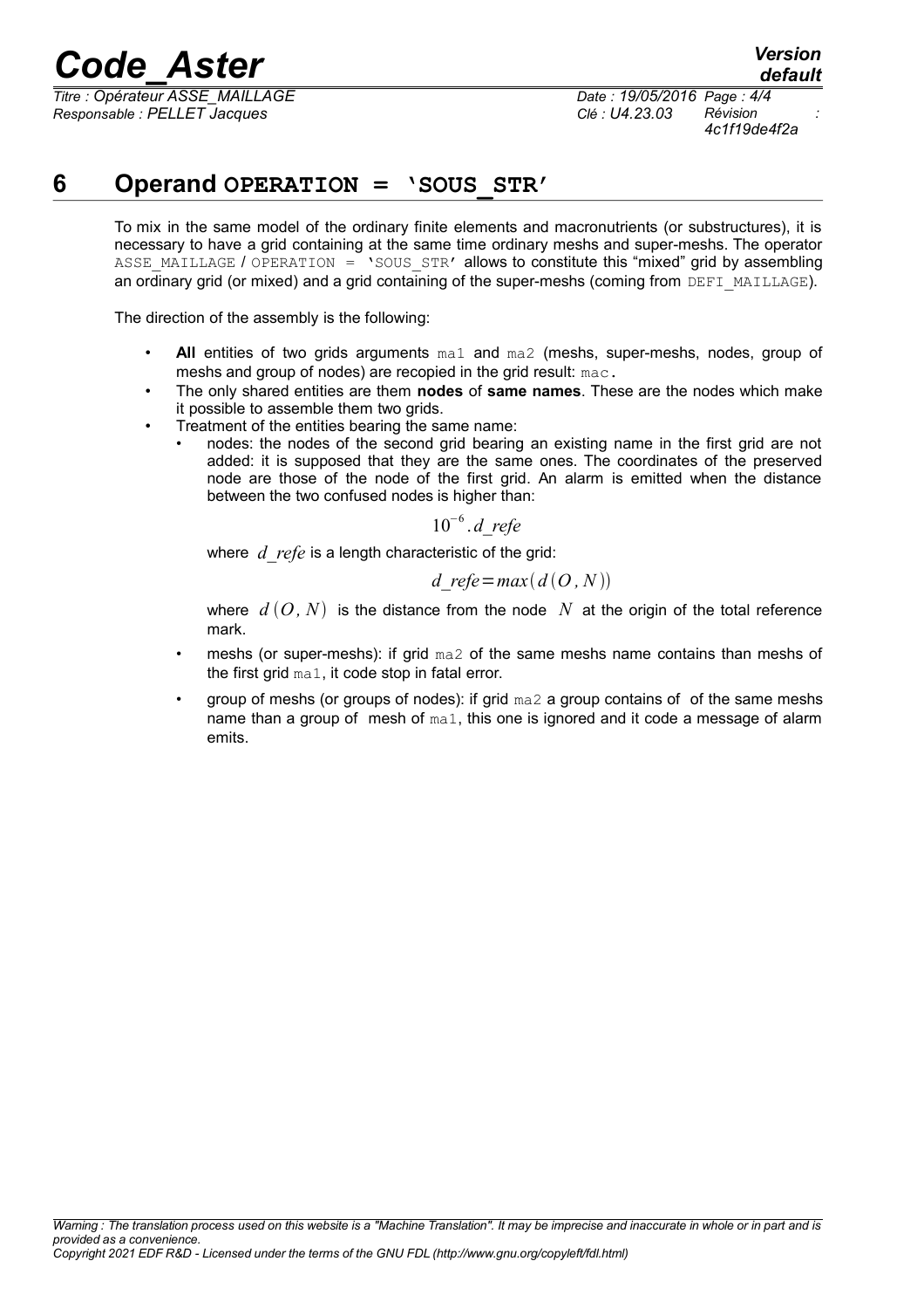# 6 Operand OPERATION = 'SOUS_STR'

To mix in the same model of the ordinary finite elements and macronutrients (or substructures), it is necessary to have a grid containing at the same time ordinary meshs and super-meshs. The operator ASSE_MAILLAGE / OPERATION = 'SOUS_STR' allows to constitute this "mixed" grid by assembling an ordinary grid (or mixed) and a grid containing of the super-meshs (coming from DEFI_MAILLAGE).

The direction of the assembly is the following:

- **All** entities of two grids arguments ma1 and ma2 (meshs, super-meshs, nodes, group of meshs and group of nodes) are recopied in the grid result: mac.
- The only shared entities are them **nodes** of **same names**. These are the nodes which make it possible to assemble them two grids.
- Treatment of the entities bearing the same name:
  - nodes: the nodes of the second grid bearing an existing name in the first grid are not added: it is supposed that they are the same ones. The coordinates of the preserved node are those of the node of the first grid. An alarm is emitted when the distance between the two confused nodes is higher than:

    $$10^{-6}.d\_refe$$

    where $d\_refe$ is a length characteristic of the grid:

    $$d\_refe=max(d(O,N))$$

    where $d(O,N)$ is the distance from the node $N$ at the origin of the total reference mark.
  - meshs (or super-meshs): if grid ma2 of the same meshs name contains than meshs of the first grid ma1, it code stop in fatal error.
  - group of meshs (or groups of nodes): if grid ma2 a group contains of of the same meshs name than a group of mesh of ma1, this one is ignored and it code a message of alarm emits.